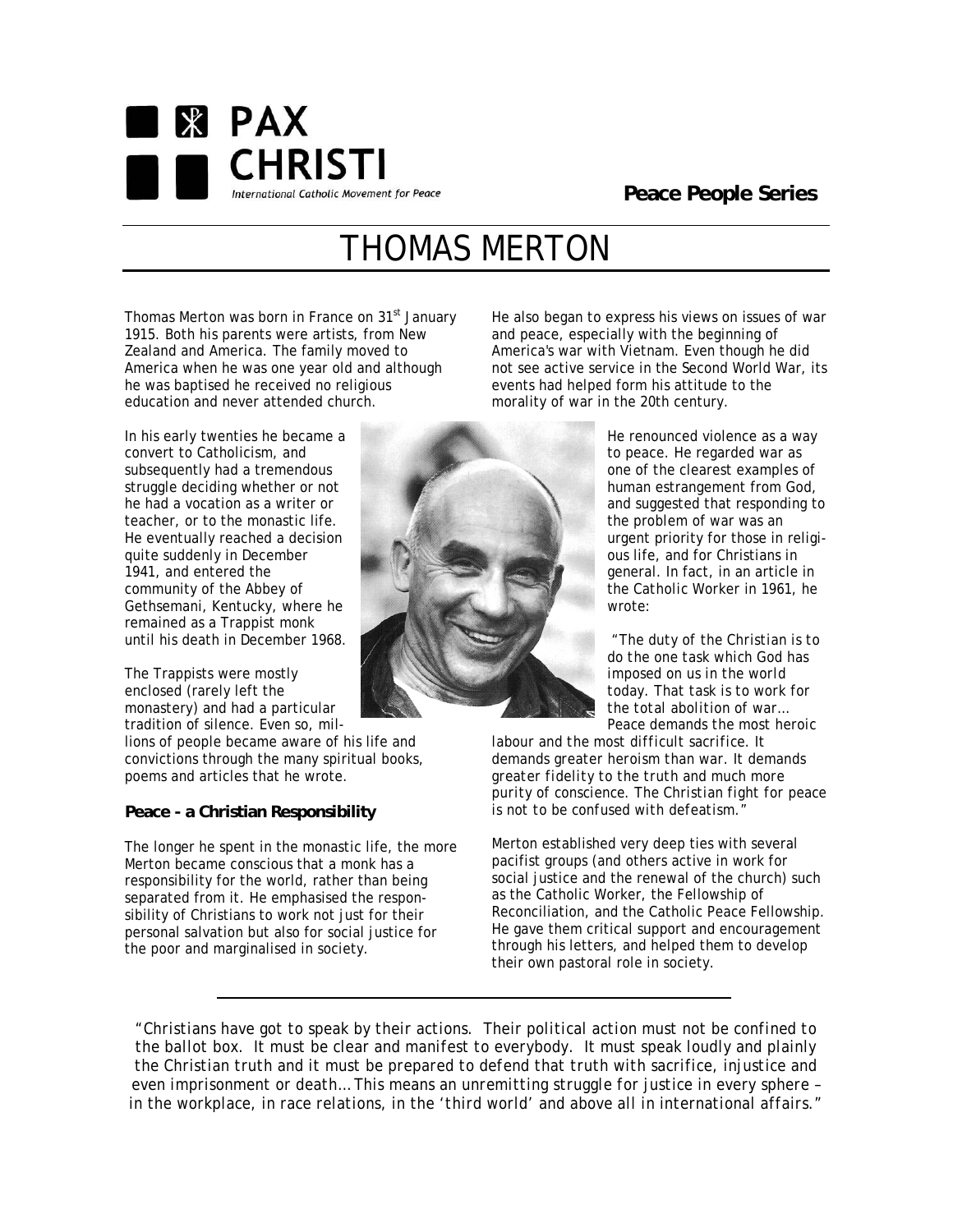PAX CHRISTI

International Catholic Movement for Peace

**Peace People Series**

# THOMAS MERTON

Thomas Merton was born in France on 31st January 1915. Both his parents were artists, from New Zealand and America. The family moved to America when he was one year old and although he was baptised he received no religious education and never attended church.

In his early twenties he became a convert to Catholicism, and subsequently had a tremendous struggle deciding whether or not he had a vocation as a writer or teacher, or to the monastic life. He eventually reached a decision quite suddenly in December 1941, and entered the community of the Abbey of Gethsemani, Kentucky, where he remained as a Trappist monk until his death in December 1968.

The Trappists were mostly enclosed (rarely left the monastery) and had a particular tradition of silence. Even so, millions of people became aware of his life and convictions through the many spiritual books, poems and articles that he wrote.

**Peace - a Christian Responsibility**

The longer he spent in the monastic life, the more Merton became conscious that a monk has a responsibility for the world, rather than being separated from it. He emphasised the responsibility of Christians to work not just for their personal salvation but also for social justice for the poor and marginalised in society.

He also began to express his views on issues of war and peace, especially with the beginning of America's war with Vietnam. Even though he did not see active service in the Second World War, its events had helped form his attitude to the morality of war in the 20th century.

He renounced violence as a way to peace. He regarded war as one of the clearest examples of human estrangement from God, and suggested that responding to the problem of war was an urgent priority for those in religious life, and for Christians in general. In fact, in an article in the Catholic Worker in 1961, he wrote:

*"The duty of the Christian is to do the one task which God has imposed on us in the world today. That task is to work for the total abolition of war… Peace demands the most heroic labour and the most difficult sacrifice. It demands greater heroism than war. It demands greater fidelity to the truth and much more purity of conscience. The Christian fight for peace is not to be confused with defeatism."*

Merton established very deep ties with several pacifist groups (and others active in work for social justice and the renewal of the church) such as the Catholic Worker, the Fellowship of Reconciliation, and the Catholic Peace Fellowship. He gave them critical support and encouragement through his letters, and helped them to develop their own pastoral role in society.

---

*"Christians have got to speak by their actions. Their political action must not be confined to the ballot box. It must be clear and manifest to everybody. It must speak loudly and plainly the Christian truth and it must be prepared to defend that truth with sacrifice, injustice and even imprisonment or death… This means an unremitting struggle for justice in every sphere – in the workplace, in race relations, in the 'third world' and above all in international affairs."*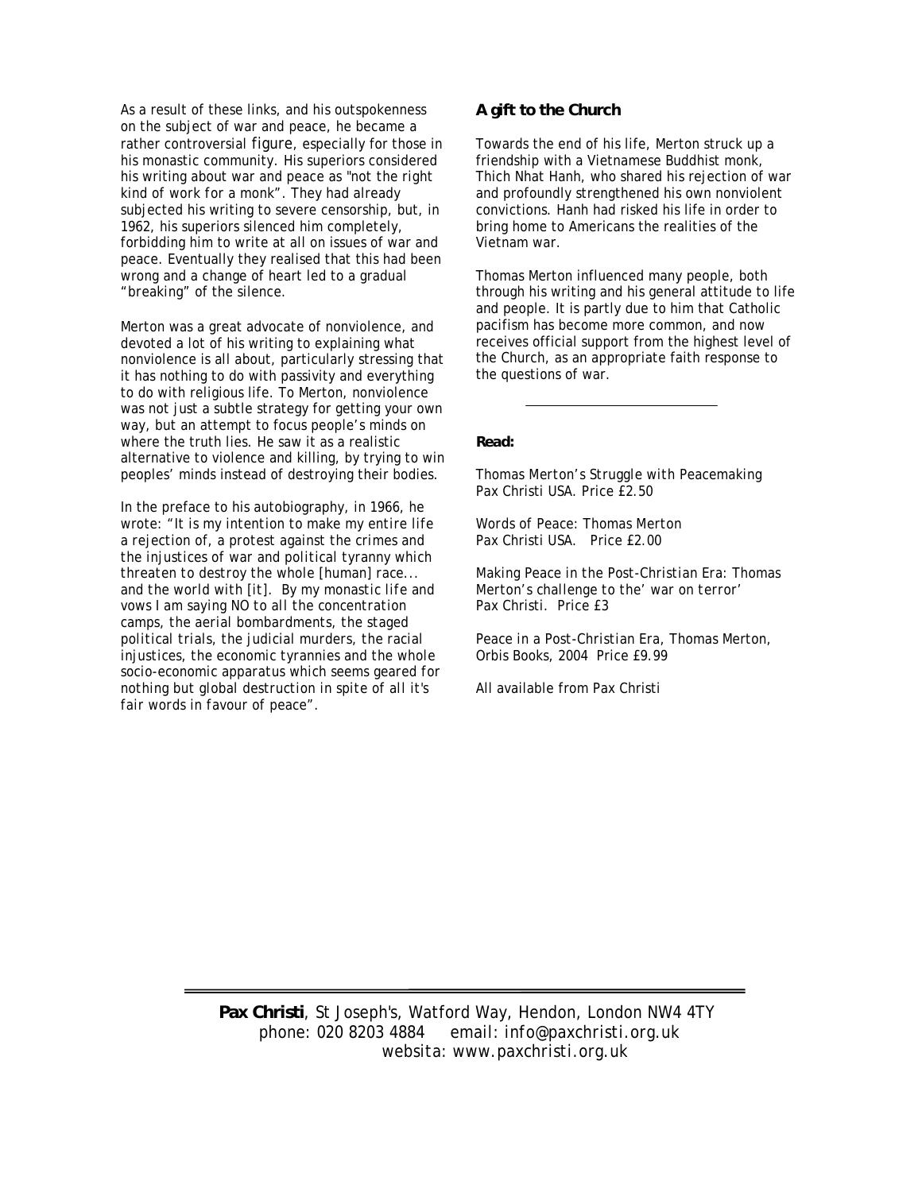As a result of these links, and his outspokenness on the subject of war and peace, he became a rather controversial figure, especially for those in his monastic community. His superiors considered his writing about war and peace as "not the right kind of work for a monk". They had already subjected his writing to severe censorship, but, in 1962, his superiors silenced him completely, forbidding him to write at all on issues of war and peace. Eventually they realised that this had been wrong and a change of heart led to a gradual "breaking" of the silence.

Merton was a great advocate of nonviolence, and devoted a lot of his writing to explaining what nonviolence is all about, particularly stressing that it has nothing to do with passivity and everything to do with religious life. To Merton, nonviolence was not just a subtle strategy for getting your own way, but an attempt to focus people's minds on where the truth lies. He saw it as a realistic alternative to violence and killing, by trying to win peoples' minds instead of destroying their bodies.

In the preface to his autobiography, in 1966, he wrote: "*It is my intention to make my entire life a rejection of, a protest against the crimes and the injustices of war and political tyranny which threaten to destroy the whole [human] race... and the world with [it]. By my monastic life and vows I am saying NO to all the concentration camps, the aerial bombardments, the staged political trials, the judicial murders, the racial injustices, the economic tyrannies and the whole socio-economic apparatus which seems geared for nothing but global destruction in spite of all it's fair words in favour of peace*".

## A gift to the Church

Towards the end of his life, Merton struck up a friendship with a Vietnamese Buddhist monk, Thich Nhat Hanh, who shared his rejection of war and profoundly strengthened his own nonviolent convictions. Hanh had risked his life in order to bring home to Americans the realities of the Vietnam war.

Thomas Merton influenced many people, both through his writing and his general attitude to life and people. It is partly due to him that Catholic pacifism has become more common, and now receives official support from the highest level of the Church, as an appropriate faith response to the questions of war.

---

**Read:**

*Thomas Merton's Struggle with Peacemaking*
Pax Christi USA. Price £2.50

*Words of Peace: Thomas Merton*
Pax Christi USA. Price £2.00

*Making Peace in the Post-Christian Era: Thomas Merton's challenge to the' war on terror'*
Pax Christi. Price £3

*Peace in a Post-Christian Era*, Thomas Merton, Orbis Books, 2004 Price £9.99

All available from Pax Christi

---

**Pax Christi**, St Joseph's, Watford Way, Hendon, London NW4 4TY
phone: 020 8203 4884 email: info@paxchristi.org.uk
websita: www.paxchristi.org.uk